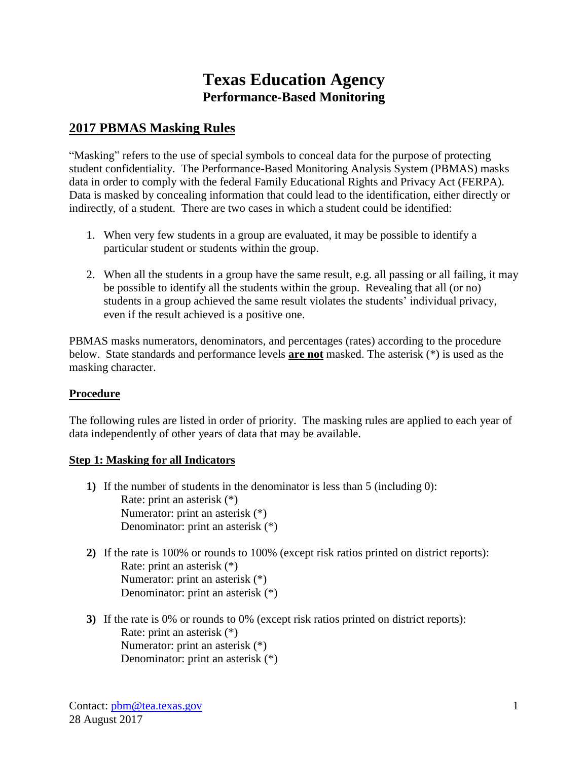# Texas Education Agency
## Performance-Based Monitoring

## 2017 PBMAS Masking Rules

"Masking" refers to the use of special symbols to conceal data for the purpose of protecting student confidentiality. The Performance-Based Monitoring Analysis System (PBMAS) masks data in order to comply with the federal Family Educational Rights and Privacy Act (FERPA). Data is masked by concealing information that could lead to the identification, either directly or indirectly, of a student. There are two cases in which a student could be identified:

1. When very few students in a group are evaluated, it may be possible to identify a particular student or students within the group.
2. When all the students in a group have the same result, e.g. all passing or all failing, it may be possible to identify all the students within the group. Revealing that all (or no) students in a group achieved the same result violates the students' individual privacy, even if the result achieved is a positive one.

PBMAS masks numerators, denominators, and percentages (rates) according to the procedure below. State standards and performance levels **are not** masked. The asterisk (*) is used as the masking character.

### Procedure

The following rules are listed in order of priority. The masking rules are applied to each year of data independently of other years of data that may be available.

### Step 1: Masking for all Indicators

**1)** If the number of students in the denominator is less than 5 (including 0):
   Rate: print an asterisk (*)
   Numerator: print an asterisk (*)
   Denominator: print an asterisk (*)

**2)** If the rate is 100% or rounds to 100% (except risk ratios printed on district reports):
   Rate: print an asterisk (*)
   Numerator: print an asterisk (*)
   Denominator: print an asterisk (*)

**3)** If the rate is 0% or rounds to 0% (except risk ratios printed on district reports):
   Rate: print an asterisk (*)
   Numerator: print an asterisk (*)
   Denominator: print an asterisk (*)

Contact: pbm@tea.texas.gov
28 August 2017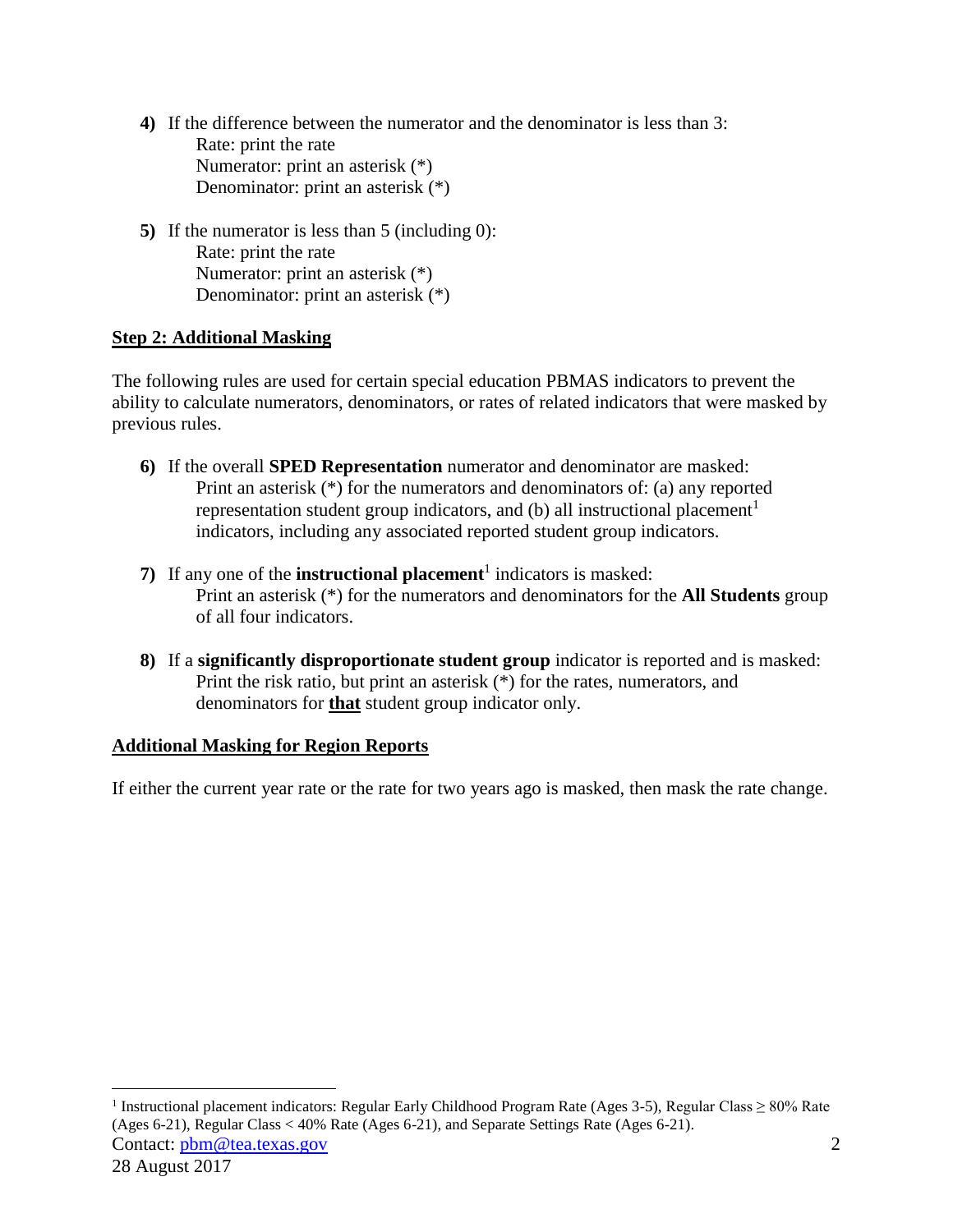**4)** If the difference between the numerator and the denominator is less than 3:
Rate: print the rate
Numerator: print an asterisk (*)
Denominator: print an asterisk (*)

**5)** If the numerator is less than 5 (including 0):
Rate: print the rate
Numerator: print an asterisk (*)
Denominator: print an asterisk (*)

## Step 2: Additional Masking

The following rules are used for certain special education PBMAS indicators to prevent the ability to calculate numerators, denominators, or rates of related indicators that were masked by previous rules.

**6)** If the overall **SPED Representation** numerator and denominator are masked:
Print an asterisk (*) for the numerators and denominators of: (a) any reported representation student group indicators, and (b) all instructional placement[1] indicators, including any associated reported student group indicators.

**7)** If any one of the **instructional placement**[1] indicators is masked:
Print an asterisk (*) for the numerators and denominators for the **All Students** group of all four indicators.

**8)** If a **significantly disproportionate student group** indicator is reported and is masked:
Print the risk ratio, but print an asterisk (*) for the rates, numerators, and denominators for **that** student group indicator only.

## Additional Masking for Region Reports

If either the current year rate or the rate for two years ago is masked, then mask the rate change.

[1] Instructional placement indicators: Regular Early Childhood Program Rate (Ages 3-5), Regular Class ≥ 80% Rate (Ages 6-21), Regular Class < 40% Rate (Ages 6-21), and Separate Settings Rate (Ages 6-21).

Contact: pbm@tea.texas.gov
28 August 2017